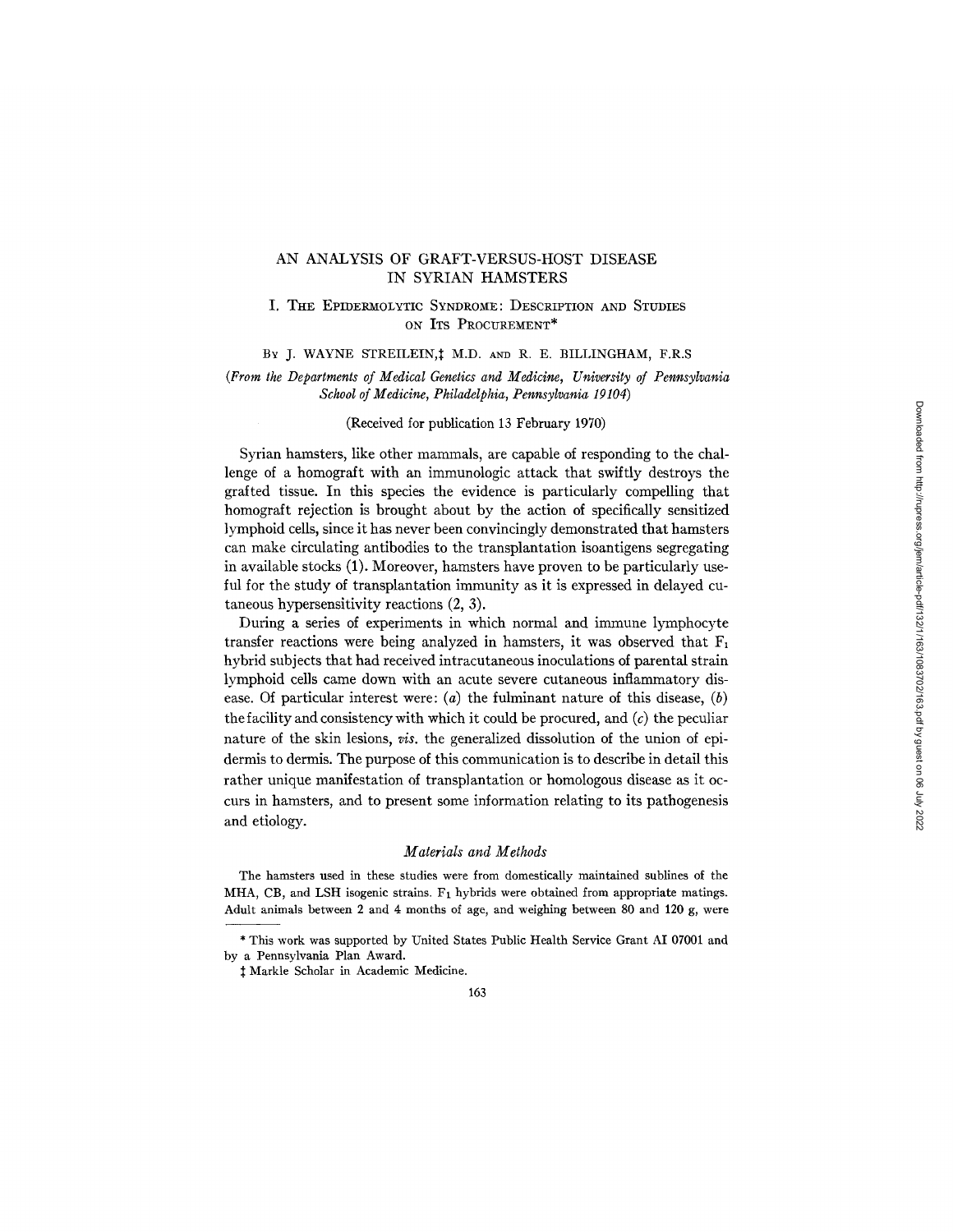# AN ANALYSIS OF GRAFT-VERSUS-HOST DISEASE IN SYRIAN HAMSTERS

## I. The Epidermolytic Syndrome: Description and Studies on Its Procurement*

By J. WAYNE STREILEIN,‡ M.D. and R. E. BILLINGHAM, F.R.S

*(From the Departments of Medical Genetics and Medicine, University of Pennsylvania School of Medicine, Philadelphia, Pennsylvania 19104)*

(Received for publication 13 February 1970)

Syrian hamsters, like other mammals, are capable of responding to the challenge of a homograft with an immunologic attack that swiftly destroys the grafted tissue. In this species the evidence is particularly compelling that homograft rejection is brought about by the action of specifically sensitized lymphoid cells, since it has never been convincingly demonstrated that hamsters can make circulating antibodies to the transplantation isoantigens segregating in available stocks (1). Moreover, hamsters have proven to be particularly useful for the study of transplantation immunity as it is expressed in delayed cutaneous hypersensitivity reactions (2, 3).

During a series of experiments in which normal and immune lymphocyte transfer reactions were being analyzed in hamsters, it was observed that $F_1$ hybrid subjects that had received intracutaneous inoculations of parental strain lymphoid cells came down with an acute severe cutaneous inflammatory disease. Of particular interest were: (*a*) the fulminant nature of this disease, (*b*) the facility and consistency with which it could be procured, and (*c*) the peculiar nature of the skin lesions, *vis.* the generalized dissolution of the union of epidermis to dermis. The purpose of this communication is to describe in detail this rather unique manifestation of transplantation or homologous disease as it occurs in hamsters, and to present some information relating to its pathogenesis and etiology.

### *Materials and Methods*

The hamsters used in these studies were from domestically maintained sublines of the MHA, CB, and LSH isogenic strains. $F_1$ hybrids were obtained from appropriate matings. Adult animals between 2 and 4 months of age, and weighing between 80 and 120 g, were

\* This work was supported by United States Public Health Service Grant AI 07001 and by a Pennsylvania Plan Award.

‡ Markle Scholar in Academic Medicine.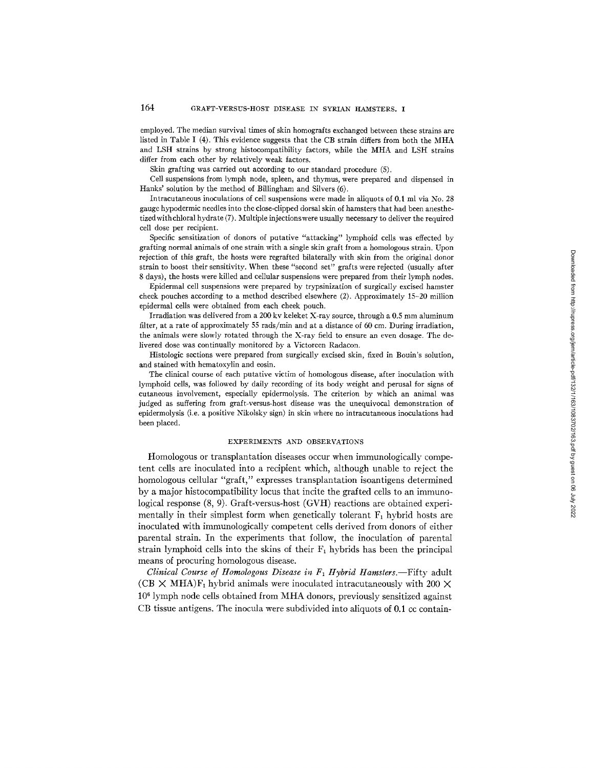employed. The median survival times of skin homografts exchanged between these strains are listed in Table I (4). This evidence suggests that the CB strain differs from both the MHA and LSH strains by strong histocompatibility factors, while the MHA and LSH strains differ from each other by relatively weak factors.

Skin grafting was carried out according to our standard procedure (5).

Cell suspensions from lymph node, spleen, and thymus, were prepared and dispensed in Hanks' solution by the method of Billingham and Silvers (6).

Intracutaneous inoculations of cell suspensions were made in aliquots of 0.1 ml via No. 28 gauge hypodermic needles into the close-clipped dorsal skin of hamsters that had been anesthetized with chloral hydrate (7). Multiple injections were usually necessary to deliver the required cell dose per recipient.

Specific sensitization of donors of putative "attacking" lymphoid cells was effected by grafting normal animals of one strain with a single skin graft from a homologous strain. Upon rejection of this graft, the hosts were regrafted bilaterally with skin from the original donor strain to boost their sensitivity. When these "second set" grafts were rejected (usually after 8 days), the hosts were killed and cellular suspensions were prepared from their lymph nodes.

Epidermal cell suspensions were prepared by trypsinization of surgically excised hamster cheek pouches according to a method described elsewhere (2). Approximately 15–20 million epidermal cells were obtained from each cheek pouch.

Irradiation was delivered from a 200 kv keleket X-ray source, through a 0.5 mm aluminum filter, at a rate of approximately 55 rads/min and at a distance of 60 cm. During irradiation, the animals were slowly rotated through the X-ray field to ensure an even dosage. The delivered dose was continually monitored by a Victoreen Radacon.

Histologic sections were prepared from surgically excised skin, fixed in Bouin's solution, and stained with hematoxylin and eosin.

The clinical course of each putative victim of homologous disease, after inoculation with lymphoid cells, was followed by daily recording of its body weight and perusal for signs of cutaneous involvement, especially epidermolysis. The criterion by which an animal was judged as suffering from graft-versus-host disease was the unequivocal demonstration of epidermolysis (i.e. a positive Nikolsky sign) in skin where no intracutaneous inoculations had been placed.

## EXPERIMENTS AND OBSERVATIONS

Homologous or transplantation diseases occur when immunologically competent cells are inoculated into a recipient which, although unable to reject the homologous cellular "graft," expresses transplantation isoantigens determined by a major histocompatibility locus that incite the grafted cells to an immunological response (8, 9). Graft-versus-host (GVH) reactions are obtained experimentally in their simplest form when genetically tolerant $F_1$ hybrid hosts are inoculated with immunologically competent cells derived from donors of either parental strain. In the experiments that follow, the inoculation of parental strain lymphoid cells into the skins of their $F_1$ hybrids has been the principal means of procuring homologous disease.

*Clinical Course of Homologous Disease in $F_1$ Hybrid Hamsters.*—Fifty adult (CB × MHA)$F_1$ hybrid animals were inoculated intracutaneously with $200 \times 10^6$ lymph node cells obtained from MHA donors, previously sensitized against CB tissue antigens. The inocula were subdivided into aliquots of 0.1 cc contain-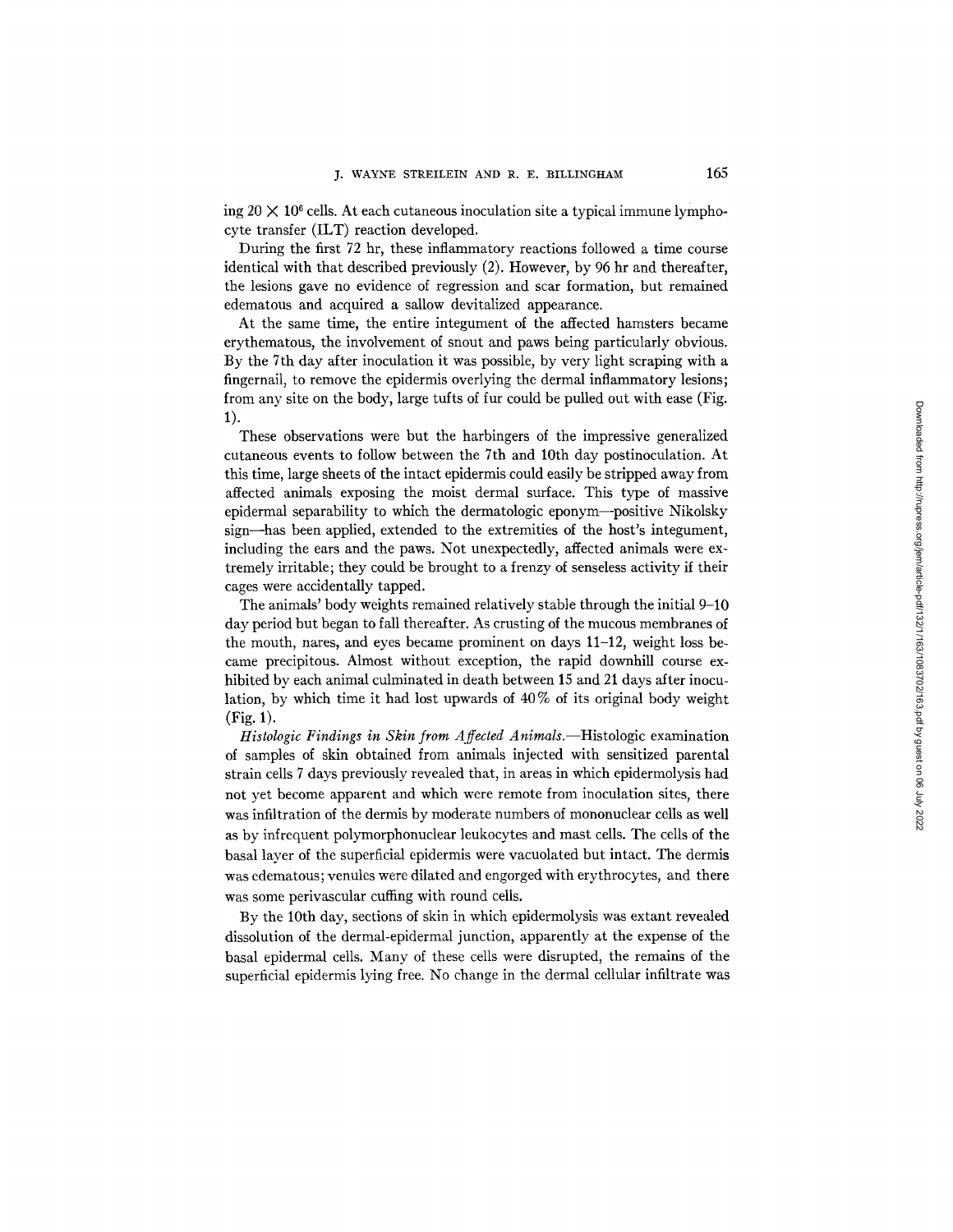ing $20 \times 10^6$ cells. At each cutaneous inoculation site a typical immune lymphocyte transfer (ILT) reaction developed.

During the first 72 hr, these inflammatory reactions followed a time course identical with that described previously (2). However, by 96 hr and thereafter, the lesions gave no evidence of regression and scar formation, but remained edematous and acquired a sallow devitalized appearance.

At the same time, the entire integument of the affected hamsters became erythematous, the involvement of snout and paws being particularly obvious. By the 7th day after inoculation it was possible, by very light scraping with a fingernail, to remove the epidermis overlying the dermal inflammatory lesions; from any site on the body, large tufts of fur could be pulled out with ease (Fig. 1).

These observations were but the harbingers of the impressive generalized cutaneous events to follow between the 7th and 10th day postinoculation. At this time, large sheets of the intact epidermis could easily be stripped away from affected animals exposing the moist dermal surface. This type of massive epidermal separability to which the dermatologic eponym—positive Nikolsky sign—has been applied, extended to the extremities of the host's integument, including the ears and the paws. Not unexpectedly, affected animals were extremely irritable; they could be brought to a frenzy of senseless activity if their cages were accidentally tapped.

The animals' body weights remained relatively stable through the initial 9–10 day period but began to fall thereafter. As crusting of the mucous membranes of the mouth, nares, and eyes became prominent on days 11–12, weight loss became precipitous. Almost without exception, the rapid downhill course exhibited by each animal culminated in death between 15 and 21 days after inoculation, by which time it had lost upwards of 40% of its original body weight (Fig. 1).

*Histologic Findings in Skin from Affected Animals.*—Histologic examination of samples of skin obtained from animals injected with sensitized parental strain cells 7 days previously revealed that, in areas in which epidermolysis had not yet become apparent and which were remote from inoculation sites, there was infiltration of the dermis by moderate numbers of mononuclear cells as well as by infrequent polymorphonuclear leukocytes and mast cells. The cells of the basal layer of the superficial epidermis were vacuolated but intact. The dermis was edematous; venules were dilated and engorged with erythrocytes, and there was some perivascular cuffing with round cells.

By the 10th day, sections of skin in which epidermolysis was extant revealed dissolution of the dermal-epidermal junction, apparently at the expense of the basal epidermal cells. Many of these cells were disrupted, the remains of the superficial epidermis lying free. No change in the dermal cellular infiltrate was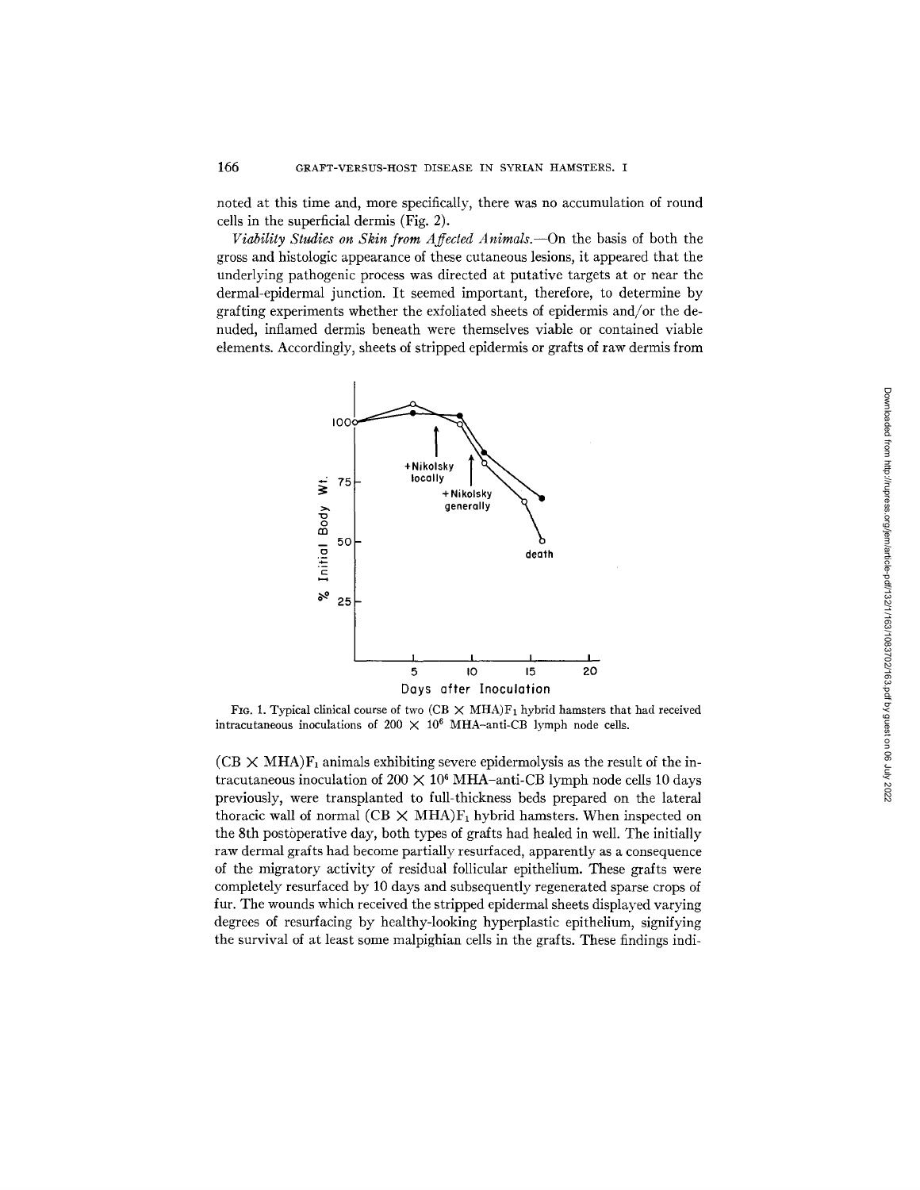noted at this time and, more specifically, there was no accumulation of round cells in the superficial dermis (Fig. 2).

*Viability Studies on Skin from Affected Animals.*—On the basis of both the gross and histologic appearance of these cutaneous lesions, it appeared that the underlying pathogenic process was directed at putative targets at or near the dermal-epidermal junction. It seemed important, therefore, to determine by grafting experiments whether the exfoliated sheets of epidermis and/or the denuded, inflamed dermis beneath were themselves viable or contained viable elements. Accordingly, sheets of stripped epidermis or grafts of raw dermis from

FIG. 1. Typical clinical course of two (CB × MHA)$F_1$ hybrid hamsters that had received intracutaneous inoculations of $200 \times 10^6$ MHA–anti-CB lymph node cells.

(CB × MHA)$F_1$ animals exhibiting severe epidermolysis as the result of the intracutaneous inoculation of $200 \times 10^6$ MHA–anti-CB lymph node cells 10 days previously, were transplanted to full-thickness beds prepared on the lateral thoracic wall of normal (CB × MHA)$F_1$ hybrid hamsters. When inspected on the 8th postoperative day, both types of grafts had healed in well. The initially raw dermal grafts had become partially resurfaced, apparently as a consequence of the migratory activity of residual follicular epithelium. These grafts were completely resurfaced by 10 days and subsequently regenerated sparse crops of fur. The wounds which received the stripped epidermal sheets displayed varying degrees of resurfacing by healthy-looking hyperplastic epithelium, signifying the survival of at least some malpighian cells in the grafts. These findings indi-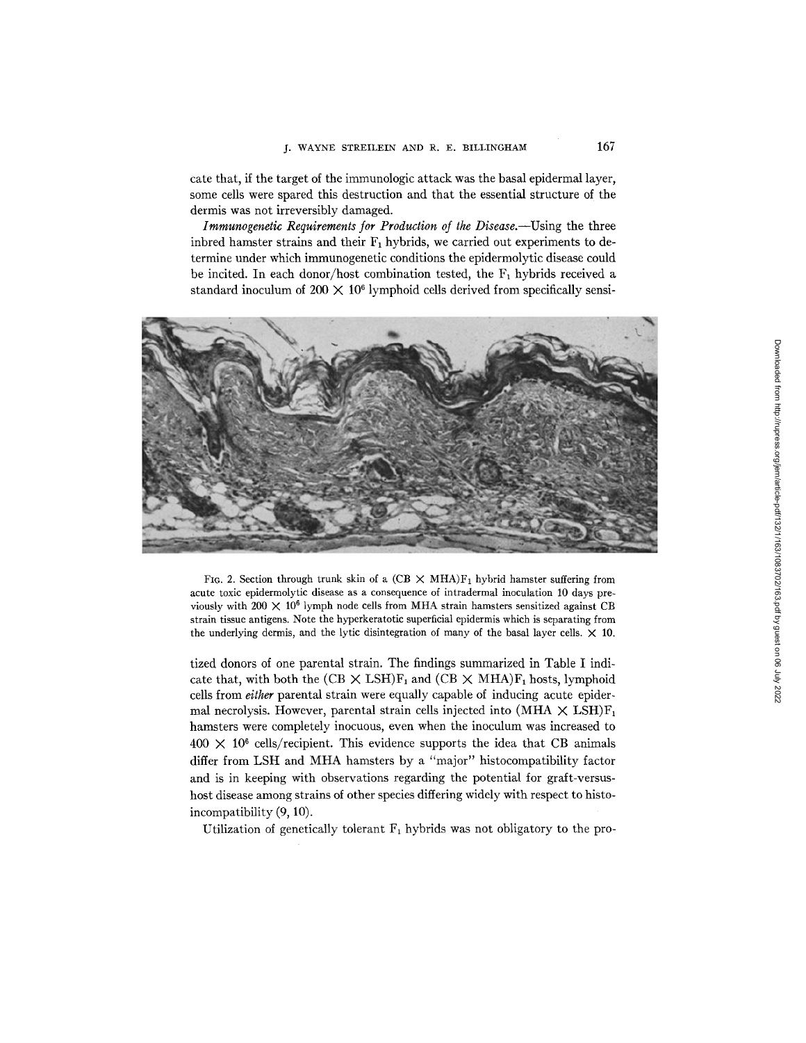cate that, if the target of the immunologic attack was the basal epidermal layer, some cells were spared this destruction and that the essential structure of the dermis was not irreversibly damaged.

*Immunogenetic Requirements for Production of the Disease.*—Using the three inbred hamster strains and their $F_1$ hybrids, we carried out experiments to determine under which immunogenetic conditions the epidermolytic disease could be incited. In each donor/host combination tested, the $F_1$ hybrids received a standard inoculum of $200 \times 10^6$ lymphoid cells derived from specifically sensitized donors of one parental strain. The findings summarized in Table I indicate that, with both the (CB $\times$ LSH)$F_1$ and (CB $\times$ MHA)$F_1$ hosts, lymphoid cells from *either* parental strain were equally capable of inducing acute epidermal necrolysis. However, parental strain cells injected into (MHA $\times$ LSH)$F_1$ hamsters were completely inocuous, even when the inoculum was increased to $400 \times 10^6$ cells/recipient. This evidence supports the idea that CB animals differ from LSH and MHA hamsters by a "major" histocompatibility factor and is in keeping with observations regarding the potential for graft-versus-host disease among strains of other species differing widely with respect to histoincompatibility (9, 10).

FIG. 2. Section through trunk skin of a (CB $\times$ MHA)$F_1$ hybrid hamster suffering from acute toxic epidermolytic disease as a consequence of intradermal inoculation 10 days previously with $200 \times 10^6$ lymph node cells from MHA strain hamsters sensitized against CB strain tissue antigens. Note the hyperkeratotic superficial epidermis which is separating from the underlying dermis, and the lytic disintegration of many of the basal layer cells. $\times$ 10.

Utilization of genetically tolerant $F_1$ hybrids was not obligatory to the pro-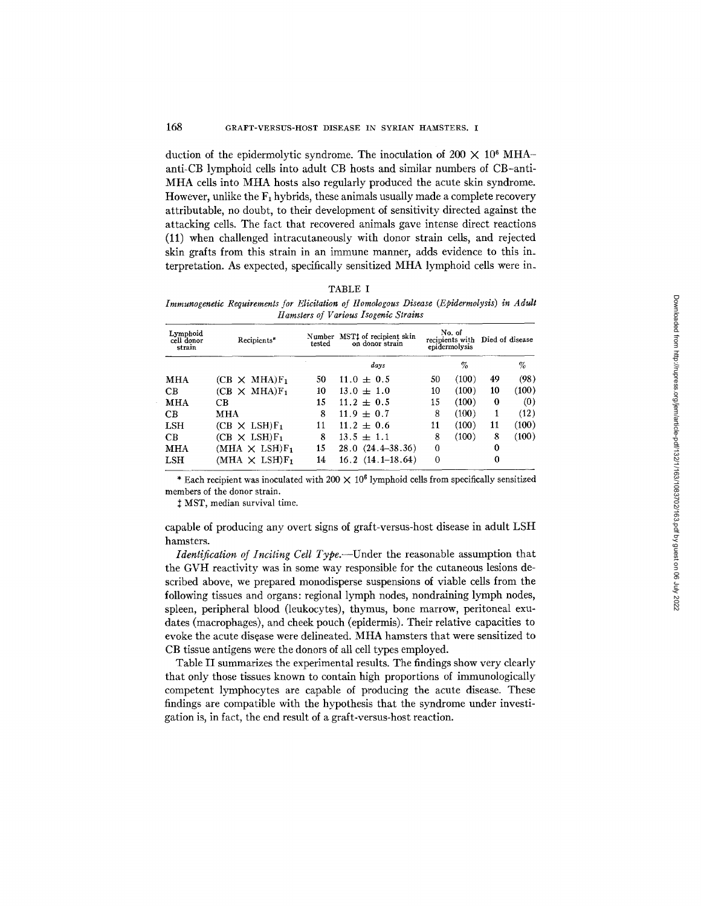duction of the epidermolytic syndrome. The inoculation of $200 \times 10^6$ MHA–anti-CB lymphoid cells into adult CB hosts and similar numbers of CB–anti-MHA cells into MHA hosts also regularly produced the acute skin syndrome. However, unlike the $F_1$ hybrids, these animals usually made a complete recovery attributable, no doubt, to their development of sensitivity directed against the attacking cells. The fact that recovered animals gave intense direct reactions (11) when challenged intracutaneously with donor strain cells, and rejected skin grafts from this strain in an immune manner, adds evidence to this interpretation. As expected, specifically sensitized MHA lymphoid cells were incapable of producing any overt signs of graft-versus-host disease in adult LSH hamsters.

TABLE I

*Immunogenetic Requirements for Elicitation of Homologous Disease (Epidermolysis) in Adult Hamsters of Various Isogenic Strains*

| Lymphoid cell donor strain | Recipients* | Number tested | MST‡ of recipient skin on donor strain | No. of recipients with epidermolysis | | Died of disease | |
|---|---|---|---|---|---|---|---|
| | | | *days* | | % | | % |
| MHA | (CB × MHA)$F_1$ | 50 | 11.0 ± 0.5 | 50 | (100) | 49 | (98) |
| CB | (CB × MHA)$F_1$ | 10 | 13.0 ± 1.0 | 10 | (100) | 10 | (100) |
| MHA | CB | 15 | 11.2 ± 0.5 | 15 | (100) | 0 | (0) |
| CB | MHA | 8 | 11.9 ± 0.7 | 8 | (100) | 1 | (12) |
| LSH | (CB × LSH)$F_1$ | 11 | 11.2 ± 0.6 | 11 | (100) | 11 | (100) |
| CB | (CB × LSH)$F_1$ | 8 | 13.5 ± 1.1 | 8 | (100) | 8 | (100) |
| MHA | (MHA × LSH)$F_1$ | 15 | 28.0 (24.4–38.36) | 0 | | 0 | |
| LSH | (MHA × LSH)$F_1$ | 14 | 16.2 (14.1–18.64) | 0 | | 0 | |

\* Each recipient was inoculated with $200 \times 10^6$ lymphoid cells from specifically sensitized members of the donor strain.

‡ MST, median survival time.

*Identification of Inciting Cell Type.*—Under the reasonable assumption that the GVH reactivity was in some way responsible for the cutaneous lesions described above, we prepared monodisperse suspensions of viable cells from the following tissues and organs: regional lymph nodes, nondraining lymph nodes, spleen, peripheral blood (leukocytes), thymus, bone marrow, peritoneal exudates (macrophages), and cheek pouch (epidermis). Their relative capacities to evoke the acute disease were delineated. MHA hamsters that were sensitized to CB tissue antigens were the donors of all cell types employed.

Table II summarizes the experimental results. The findings show very clearly that only those tissues known to contain high proportions of immunologically competent lymphocytes are capable of producing the acute disease. These findings are compatible with the hypothesis that the syndrome under investigation is, in fact, the end result of a graft-versus-host reaction.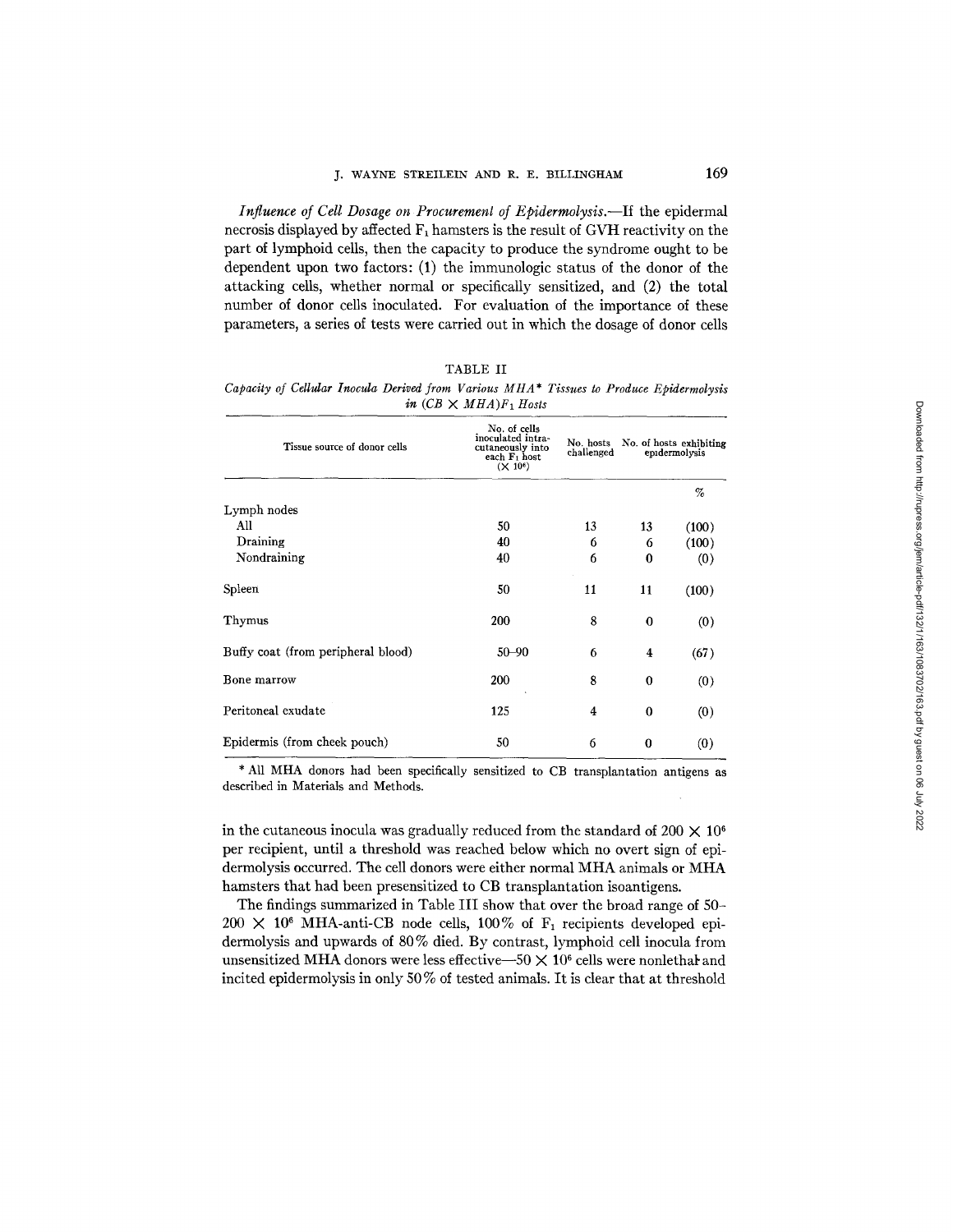*Influence of Cell Dosage on Procurement of Epidermolysis.*—If the epidermal necrosis displayed by affected $F_1$ hamsters is the result of GVH reactivity on the part of lymphoid cells, then the capacity to produce the syndrome ought to be dependent upon two factors: (1) the immunologic status of the donor of the attacking cells, whether normal or specifically sensitized, and (2) the total number of donor cells inoculated. For evaluation of the importance of these parameters, a series of tests were carried out in which the dosage of donor cells in the cutaneous inocula was gradually reduced from the standard of $200 \times 10^6$ per recipient, until a threshold was reached below which no overt sign of epidermolysis occurred. The cell donors were either normal MHA animals or MHA hamsters that had been presensitized to CB transplantation isoantigens.

TABLE II

*Capacity of Cellular Inocula Derived from Various MHA\* Tissues to Produce Epidermolysis in (CB × MHA)$F_1$ Hosts*

| Tissue source of donor cells | No. of cells inoculated intracutaneously into each $F_1$ host ($\times 10^6$) | No. hosts challenged | No. of hosts exhibiting epidermolysis | |
|---|---|---|---|---|
| | | | | % |
| Lymph nodes | | | | |
| All | 50 | 13 | 13 | (100) |
| Draining | 40 | 6 | 6 | (100) |
| Nondraining | 40 | 6 | 0 | (0) |
| Spleen | 50 | 11 | 11 | (100) |
| Thymus | 200 | 8 | 0 | (0) |
| Buffy coat (from peripheral blood) | 50–90 | 6 | 4 | (67) |
| Bone marrow | 200 | 8 | 0 | (0) |
| Peritoneal exudate | 125 | 4 | 0 | (0) |
| Epidermis (from cheek pouch) | 50 | 6 | 0 | (0) |

\* All MHA donors had been specifically sensitized to CB transplantation antigens as described in Materials and Methods.

The findings summarized in Table III show that over the broad range of 50–$200 \times 10^6$ MHA-anti-CB node cells, 100% of $F_1$ recipients developed epidermolysis and upwards of 80% died. By contrast, lymphoid cell inocula from unsensitized MHA donors were less effective—$50 \times 10^6$ cells were nonlethal and incited epidermolysis in only 50% of tested animals. It is clear that at threshold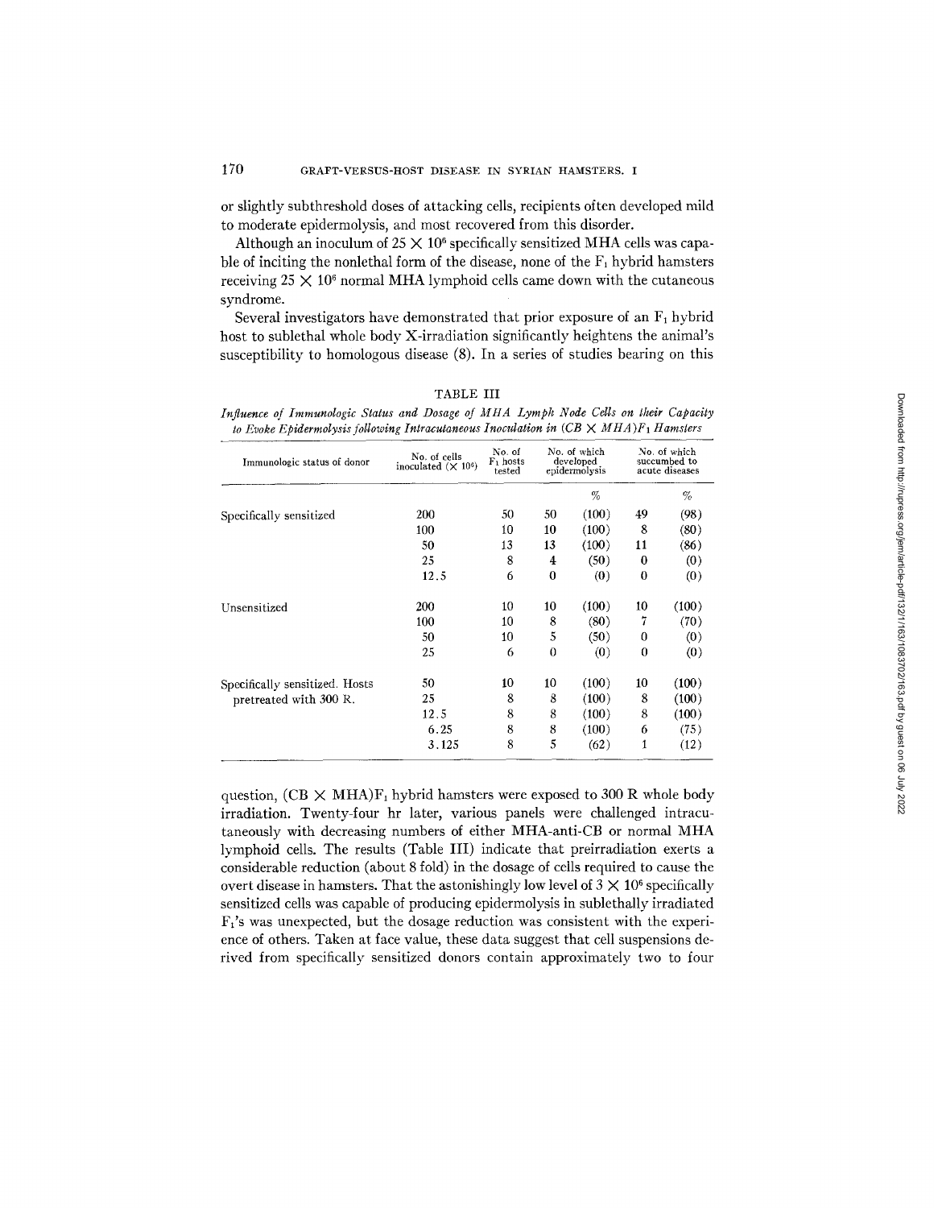or slightly subthreshold doses of attacking cells, recipients often developed mild to moderate epidermolysis, and most recovered from this disorder.

Although an inoculum of $25 \times 10^6$ specifically sensitized MHA cells was capable of inciting the nonlethal form of the disease, none of the $F_1$ hybrid hamsters receiving $25 \times 10^6$ normal MHA lymphoid cells came down with the cutaneous syndrome.

Several investigators have demonstrated that prior exposure of an $F_1$ hybrid host to sublethal whole body X-irradiation significantly heightens the animal's susceptibility to homologous disease (8). In a series of studies bearing on this

TABLE III

*Influence of Immunologic Status and Dosage of MHA Lymph Node Cells on their Capacity to Evoke Epidermolysis following Intracutaneous Inoculation in (CB × MHA)$F_1$ Hamsters*

| Immunologic status of donor | No. of cells inoculated ($\times 10^6$) | No. of $F_1$ hosts tested | No. of which developed epidermolysis | | No. of which succumbed to acute diseases | |
|---|---|---|---|---|---|---|
| | | | | % | | % |
| Specifically sensitized | 200 | 50 | 50 | (100) | 49 | (98) |
| | 100 | 10 | 10 | (100) | 8 | (80) |
| | 50 | 13 | 13 | (100) | 11 | (86) |
| | 25 | 8 | 4 | (50) | 0 | (0) |
| | 12.5 | 6 | 0 | (0) | 0 | (0) |
| Unsensitized | 200 | 10 | 10 | (100) | 10 | (100) |
| | 100 | 10 | 8 | (80) | 7 | (70) |
| | 50 | 10 | 5 | (50) | 0 | (0) |
| | 25 | 6 | 0 | (0) | 0 | (0) |
| Specifically sensitized. Hosts pretreated with 300 R. | 50 | 10 | 10 | (100) | 10 | (100) |
| | 25 | 8 | 8 | (100) | 8 | (100) |
| | 12.5 | 8 | 8 | (100) | 8 | (100) |
| | 6.25 | 8 | 8 | (100) | 6 | (75) |
| | 3.125 | 8 | 5 | (62) | 1 | (12) |

question, (CB × MHA)$F_1$ hybrid hamsters were exposed to 300 R whole body irradiation. Twenty-four hr later, various panels were challenged intracutaneously with decreasing numbers of either MHA-anti-CB or normal MHA lymphoid cells. The results (Table III) indicate that preirradiation exerts a considerable reduction (about 8 fold) in the dosage of cells required to cause the overt disease in hamsters. That the astonishingly low level of $3 \times 10^6$ specifically sensitized cells was capable of producing epidermolysis in sublethally irradiated $F_1$'s was unexpected, but the dosage reduction was consistent with the experience of others. Taken at face value, these data suggest that cell suspensions derived from specifically sensitized donors contain approximately two to four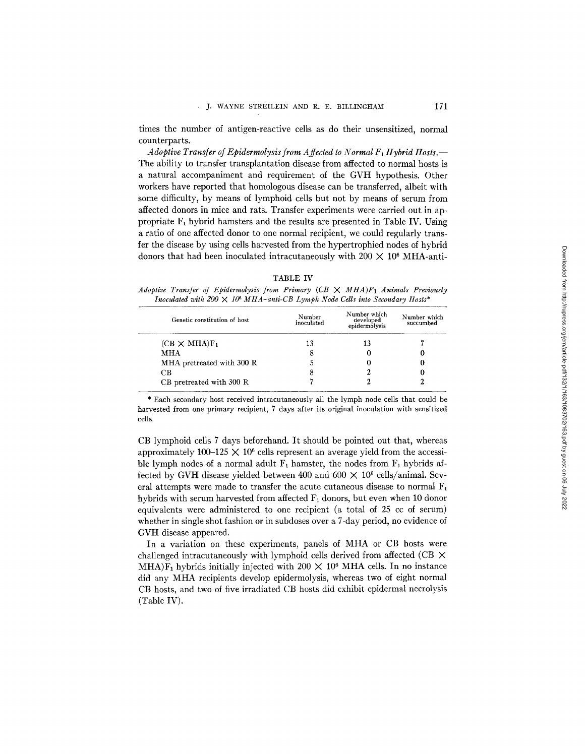times the number of antigen-reactive cells as do their unsensitized, normal counterparts.

*Adoptive Transfer of Epidermolysis from Affected to Normal $F_1$ Hybrid Hosts.*— The ability to transfer transplantation disease from affected to normal hosts is a natural accompaniment and requirement of the GVH hypothesis. Other workers have reported that homologous disease can be transferred, albeit with some difficulty, by means of lymphoid cells but not by means of serum from affected donors in mice and rats. Transfer experiments were carried out in appropriate $F_1$ hybrid hamsters and the results are presented in Table IV. Using a ratio of one affected donor to one normal recipient, we could regularly transfer the disease by using cells harvested from the hypertrophied nodes of hybrid donors that had been inoculated intracutaneously with $200 \times 10^6$ MHA-anti-CB lymphoid cells 7 days beforehand. It should be pointed out that, whereas approximately $100–125 \times 10^6$ cells represent an average yield from the accessible lymph nodes of a normal adult $F_1$ hamster, the nodes from $F_1$ hybrids affected by GVH disease yielded between 400 and $600 \times 10^6$ cells/animal. Several attempts were made to transfer the acute cutaneous disease to normal $F_1$ hybrids with serum harvested from affected $F_1$ donors, but even when 10 donor equivalents were administered to one recipient (a total of 25 cc of serum) whether in single shot fashion or in subdoses over a 7-day period, no evidence of GVH disease appeared.

TABLE IV

*Adoptive Transfer of Epidermolysis from Primary (CB × MHA)$F_1$ Animals Previously Inoculated with $200 \times 10^6$ MHA-anti-CB Lymph Node Cells into Secondary Hosts\**

| Genetic constitution of host | Number inoculated | Number which developed epidermolysis | Number which succumbed |
|---|---|---|---|
| (CB × MHA)$F_1$ | 13 | 13 | 7 |
| MHA | 8 | 0 | 0 |
| MHA pretreated with 300 R | 5 | 0 | 0 |
| CB | 8 | 2 | 0 |
| CB pretreated with 300 R | 7 | 2 | 2 |

\* Each secondary host received intracutaneously all the lymph node cells that could be harvested from one primary recipient, 7 days after its original inoculation with sensitized cells.

In a variation on these experiments, panels of MHA or CB hosts were challenged intracutaneously with lymphoid cells derived from affected (CB × MHA)$F_1$ hybrids initially injected with $200 \times 10^6$ MHA cells. In no instance did any MHA recipients develop epidermolysis, whereas two of eight normal CB hosts, and two of five irradiated CB hosts did exhibit epidermal necrolysis (Table IV).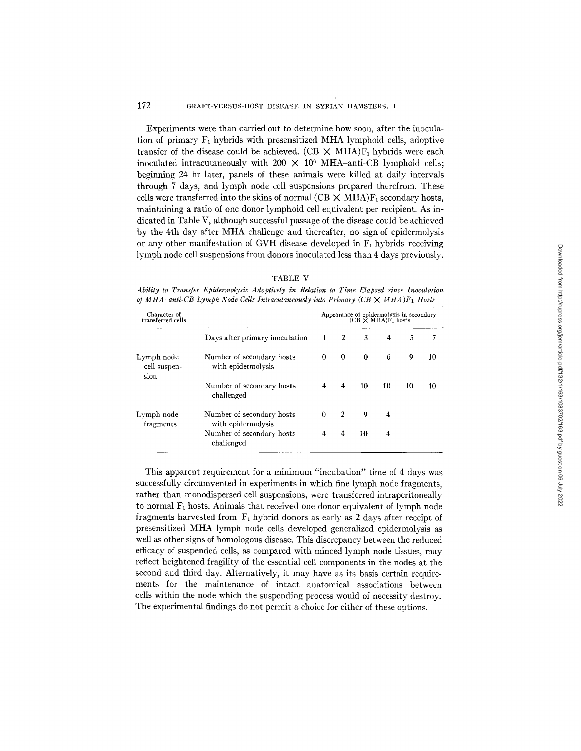Experiments were than carried out to determine how soon, after the inoculation of primary $F_1$ hybrids with presensitized MHA lymphoid cells, adoptive transfer of the disease could be achieved. $(CB \times MHA)F_1$ hybrids were each inoculated intracutaneously with $200 \times 10^6$ MHA-anti-CB lymphoid cells; beginning 24 hr later, panels of these animals were killed at daily intervals through 7 days, and lymph node cell suspensions prepared therefrom. These cells were transferred into the skins of normal $(CB \times MHA)F_1$ secondary hosts, maintaining a ratio of one donor lymphoid cell equivalent per recipient. As indicated in Table V, although successful passage of the disease could be achieved by the 4th day after MHA challenge and thereafter, no sign of epidermolysis or any other manifestation of GVH disease developed in $F_1$ hybrids receiving lymph node cell suspensions from donors inoculated less than 4 days previously.

TABLE V

*Ability to Transfer Epidermolysis Adoptively in Relation to Time Elapsed since Inoculation of MHA-anti-CB Lymph Node Cells Intracutaneously into Primary $(CB \times MHA)F_1$ Hosts*

| Character of transferred cells | | Appearance of epidermolysis in secondary $(CB \times MHA)F_1$ hosts | | | | | |
|---|---|---|---|---|---|---|---|
| | Days after primary inoculation | 1 | 2 | 3 | 4 | 5 | 7 |
| Lymph node cell suspension | Number of secondary hosts with epidermolysis | 0 | 0 | 0 | 6 | 9 | 10 |
| | Number of secondary hosts challenged | 4 | 4 | 10 | 10 | 10 | 10 |
| Lymph node fragments | Number of secondary hosts with epidermolysis | 0 | 2 | 9 | 4 | | |
| | Number of secondary hosts challenged | 4 | 4 | 10 | 4 | | |

This apparent requirement for a minimum "incubation" time of 4 days was successfully circumvented in experiments in which fine lymph node fragments, rather than monodispersed cell suspensions, were transferred intraperitoneally to normal $F_1$ hosts. Animals that received one donor equivalent of lymph node fragments harvested from $F_1$ hybrid donors as early as 2 days after receipt of presensitized MHA lymph node cells developed generalized epidermolysis as well as other signs of homologous disease. This discrepancy between the reduced efficacy of suspended cells, as compared with minced lymph node tissues, may reflect heightened fragility of the essential cell components in the nodes at the second and third day. Alternatively, it may have as its basis certain requirements for the maintenance of intact anatomical associations between cells within the node which the suspending process would of necessity destroy. The experimental findings do not permit a choice for either of these options.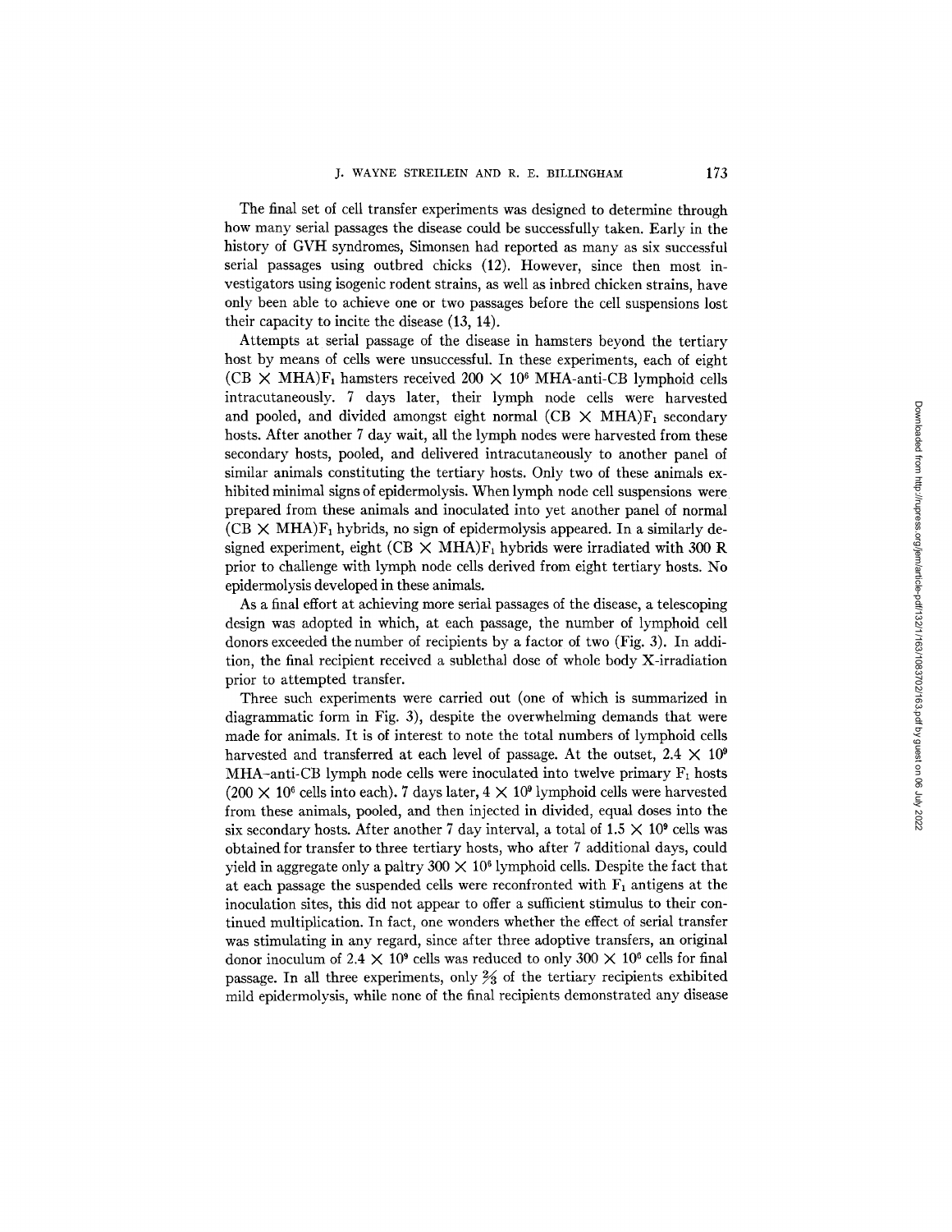The final set of cell transfer experiments was designed to determine through how many serial passages the disease could be successfully taken. Early in the history of GVH syndromes, Simonsen had reported as many as six successful serial passages using outbred chicks (12). However, since then most investigators using isogenic rodent strains, as well as inbred chicken strains, have only been able to achieve one or two passages before the cell suspensions lost their capacity to incite the disease (13, 14).

Attempts at serial passage of the disease in hamsters beyond the tertiary host by means of cells were unsuccessful. In these experiments, each of eight (CB × MHA)$F_1$ hamsters received $200 \times 10^6$ MHA-anti-CB lymphoid cells intracutaneously. 7 days later, their lymph node cells were harvested and pooled, and divided amongst eight normal (CB × MHA)$F_1$ secondary hosts. After another 7 day wait, all the lymph nodes were harvested from these secondary hosts, pooled, and delivered intracutaneously to another panel of similar animals constituting the tertiary hosts. Only two of these animals exhibited minimal signs of epidermolysis. When lymph node cell suspensions were prepared from these animals and inoculated into yet another panel of normal (CB × MHA)$F_1$ hybrids, no sign of epidermolysis appeared. In a similarly designed experiment, eight (CB × MHA)$F_1$ hybrids were irradiated with 300 R prior to challenge with lymph node cells derived from eight tertiary hosts. No epidermolysis developed in these animals.

As a final effort at achieving more serial passages of the disease, a telescoping design was adopted in which, at each passage, the number of lymphoid cell donors exceeded the number of recipients by a factor of two (Fig. 3). In addition, the final recipient received a sublethal dose of whole body X-irradiation prior to attempted transfer.

Three such experiments were carried out (one of which is summarized in diagrammatic form in Fig. 3), despite the overwhelming demands that were made for animals. It is of interest to note the total numbers of lymphoid cells harvested and transferred at each level of passage. At the outset, $2.4 \times 10^9$ MHA-anti-CB lymph node cells were inoculated into twelve primary $F_1$ hosts ($200 \times 10^6$ cells into each). 7 days later, $4 \times 10^9$ lymphoid cells were harvested from these animals, pooled, and then injected in divided, equal doses into the six secondary hosts. After another 7 day interval, a total of $1.5 \times 10^9$ cells was obtained for transfer to three tertiary hosts, who after 7 additional days, could yield in aggregate only a paltry $300 \times 10^6$ lymphoid cells. Despite the fact that at each passage the suspended cells were reconfronted with $F_1$ antigens at the inoculation sites, this did not appear to offer a sufficient stimulus to their continued multiplication. In fact, one wonders whether the effect of serial transfer was stimulating in any regard, since after three adoptive transfers, an original donor inoculum of $2.4 \times 10^9$ cells was reduced to only $300 \times 10^6$ cells for final passage. In all three experiments, only $2/3$ of the tertiary recipients exhibited mild epidermolysis, while none of the final recipients demonstrated any disease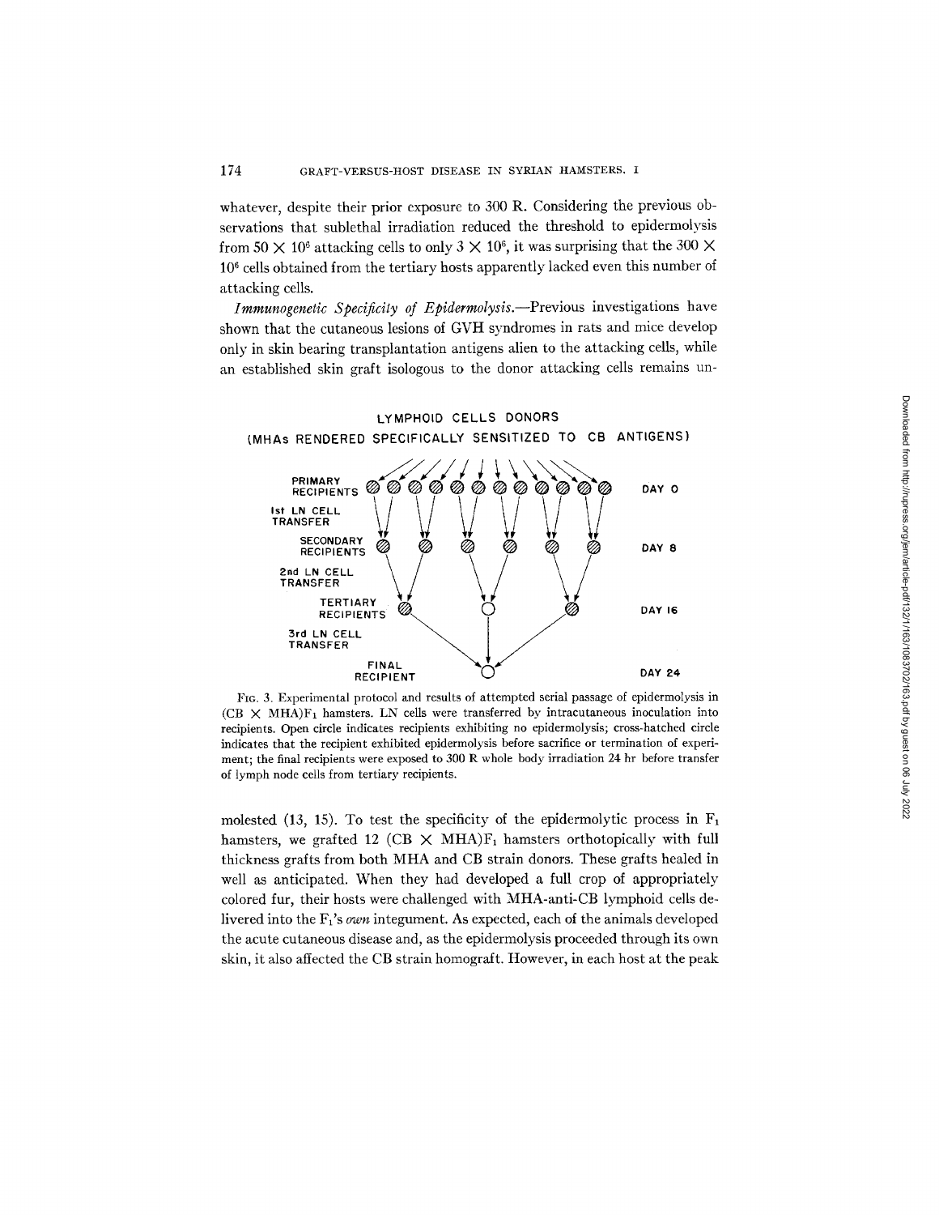whatever, despite their prior exposure to 300 R. Considering the previous observations that sublethal irradiation reduced the threshold to epidermolysis from $50 \times 10^6$ attacking cells to only $3 \times 10^6$, it was surprising that the $300 \times 10^6$ cells obtained from the tertiary hosts apparently lacked even this number of attacking cells.

*Immunogenetic Specificity of Epidermolysis.*—Previous investigations have shown that the cutaneous lesions of GVH syndromes in rats and mice develop only in skin bearing transplantation antigens alien to the attacking cells, while an established skin graft isologous to the donor attacking cells remains unmolested (13, 15). To test the specificity of the epidermolytic process in $F_1$ hamsters, we grafted 12 (CB $\times$ MHA)$F_1$ hamsters orthotopically with full thickness grafts from both MHA and CB strain donors. These grafts healed in well as anticipated. When they had developed a full crop of appropriately colored fur, their hosts were challenged with MHA-anti-CB lymphoid cells delivered into the $F_1$'s *own* integument. As expected, each of the animals developed the acute cutaneous disease and, as the epidermolysis proceeded through its own skin, it also affected the CB strain homograft. However, in each host at the peak

LYMPHOID CELLS DONORS
(MHAs RENDERED SPECIFICALLY SENSITIZED TO CB ANTIGENS)

PRIMARY RECIPIENTS — DAY 0
1st LN CELL TRANSFER
SECONDARY RECIPIENTS — DAY 8
2nd LN CELL TRANSFER
TERTIARY RECIPIENTS — DAY 16
3rd LN CELL TRANSFER
FINAL RECIPIENT — DAY 24

FIG. 3. Experimental protocol and results of attempted serial passage of epidermolysis in (CB $\times$ MHA)$F_1$ hamsters. LN cells were transferred by intracutaneous inoculation into recipients. Open circle indicates recipients exhibiting no epidermolysis; cross-hatched circle indicates that the recipient exhibited epidermolysis before sacrifice or termination of experiment; the final recipients were exposed to 300 R whole body irradiation 24 hr before transfer of lymph node cells from tertiary recipients.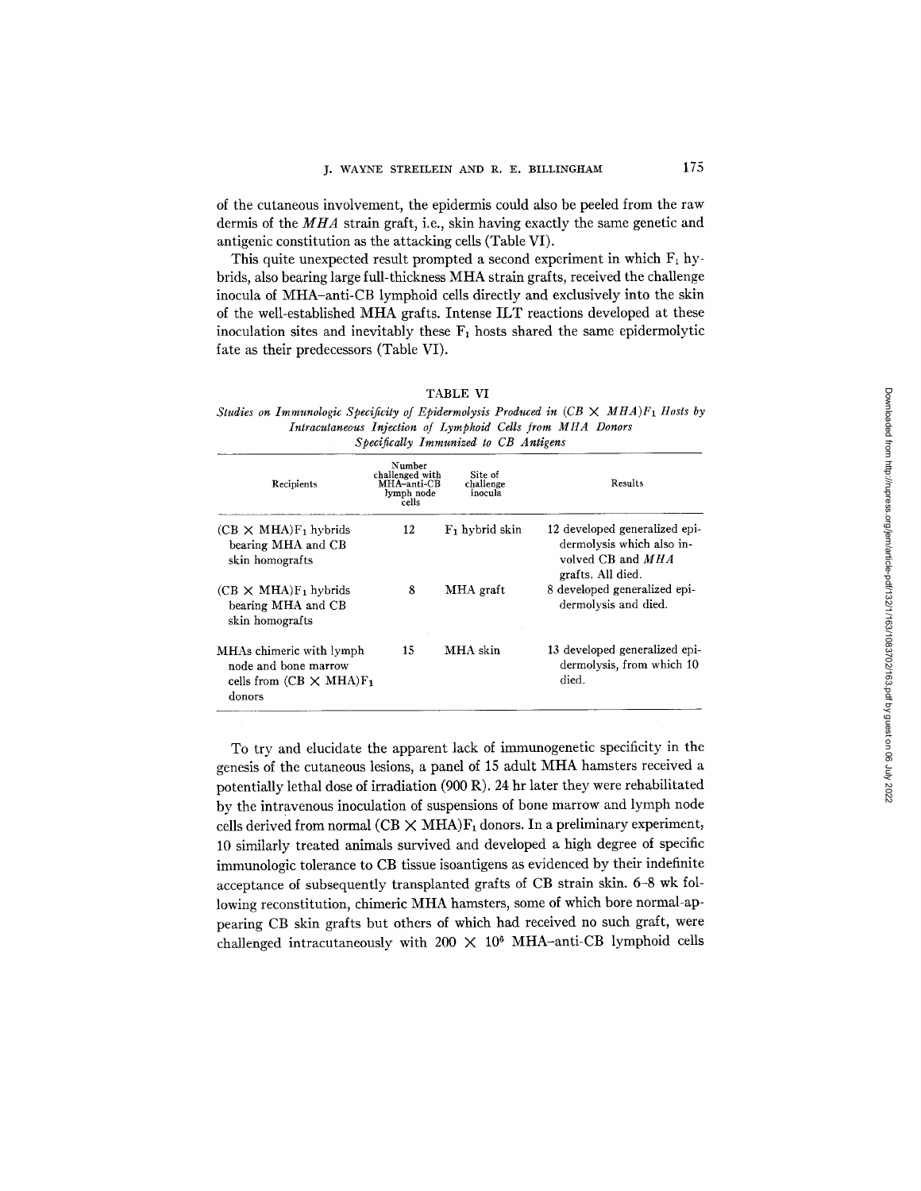of the cutaneous involvement, the epidermis could also be peeled from the raw dermis of the *MHA* strain graft, i.e., skin having exactly the same genetic and antigenic constitution as the attacking cells (Table VI).

This quite unexpected result prompted a second experiment in which $F_1$ hybrids, also bearing large full-thickness MHA strain grafts, received the challenge inocula of MHA–anti-CB lymphoid cells directly and exclusively into the skin of the well-established MHA grafts. Intense ILT reactions developed at these inoculation sites and inevitably these $F_1$ hosts shared the same epidermolytic fate as their predecessors (Table VI).

TABLE VI

*Studies on Immunologic Specificity of Epidermolysis Produced in (CB × MHA)$F_1$ Hosts by Intracutaneous Injection of Lymphoid Cells from MHA Donors Specifically Immunized to CB Antigens*

| Recipients | Number challenged with MHA–anti-CB lymph node cells | Site of challenge inocula | Results |
|---|---|---|---|
| (CB × MHA)$F_1$ hybrids bearing MHA and CB skin homografts | 12 | $F_1$ hybrid skin | 12 developed generalized epidermolysis which also involved CB and *MHA* grafts. All died. |
| (CB × MHA)$F_1$ hybrids bearing MHA and CB skin homografts | 8 | MHA graft | 8 developed generalized epidermolysis and died. |
| MHAs chimeric with lymph node and bone marrow cells from (CB × MHA)$F_1$ donors | 15 | MHA skin | 13 developed generalized epidermolysis, from which 10 died. |

To try and elucidate the apparent lack of immunogenetic specificity in the genesis of the cutaneous lesions, a panel of 15 adult MHA hamsters received a potentially lethal dose of irradiation (900 R). 24 hr later they were rehabilitated by the intravenous inoculation of suspensions of bone marrow and lymph node cells derived from normal (CB × MHA)$F_1$ donors. In a preliminary experiment, 10 similarly treated animals survived and developed a high degree of specific immunologic tolerance to CB tissue isoantigens as evidenced by their indefinite acceptance of subsequently transplanted grafts of CB strain skin. 6–8 wk following reconstitution, chimeric MHA hamsters, some of which bore normal-appearing CB skin grafts but others of which had received no such graft, were challenged intracutaneously with $200 \times 10^6$ MHA–anti-CB lymphoid cells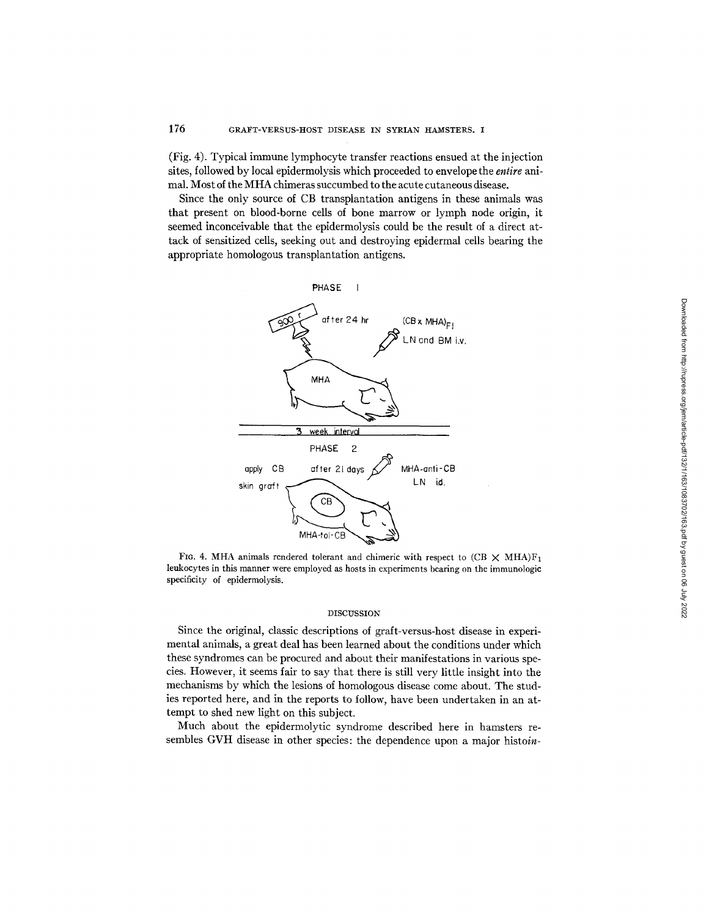(Fig. 4). Typical immune lymphocyte transfer reactions ensued at the injection sites, followed by local epidermolysis which proceeded to envelope the *entire* animal. Most of the MHA chimeras succumbed to the acute cutaneous disease.

Since the only source of CB transplantation antigens in these animals was that present on blood-borne cells of bone marrow or lymph node origin, it seemed inconceivable that the epidermolysis could be the result of a direct attack of sensitized cells, seeking out and destroying epidermal cells bearing the appropriate homologous transplantation antigens.

FIG. 4. MHA animals rendered tolerant and chimeric with respect to (CB $\times$ MHA)$F_1$ leukocytes in this manner were employed as hosts in experiments bearing on the immunologic specificity of epidermolysis.

## DISCUSSION

Since the original, classic descriptions of graft-versus-host disease in experimental animals, a great deal has been learned about the conditions under which these syndromes can be procured and about their manifestations in various species. However, it seems fair to say that there is still very little insight into the mechanisms by which the lesions of homologous disease come about. The studies reported here, and in the reports to follow, have been undertaken in an attempt to shed new light on this subject.

Much about the epidermolytic syndrome described here in hamsters resembles GVH disease in other species: the dependence upon a major histo*in*-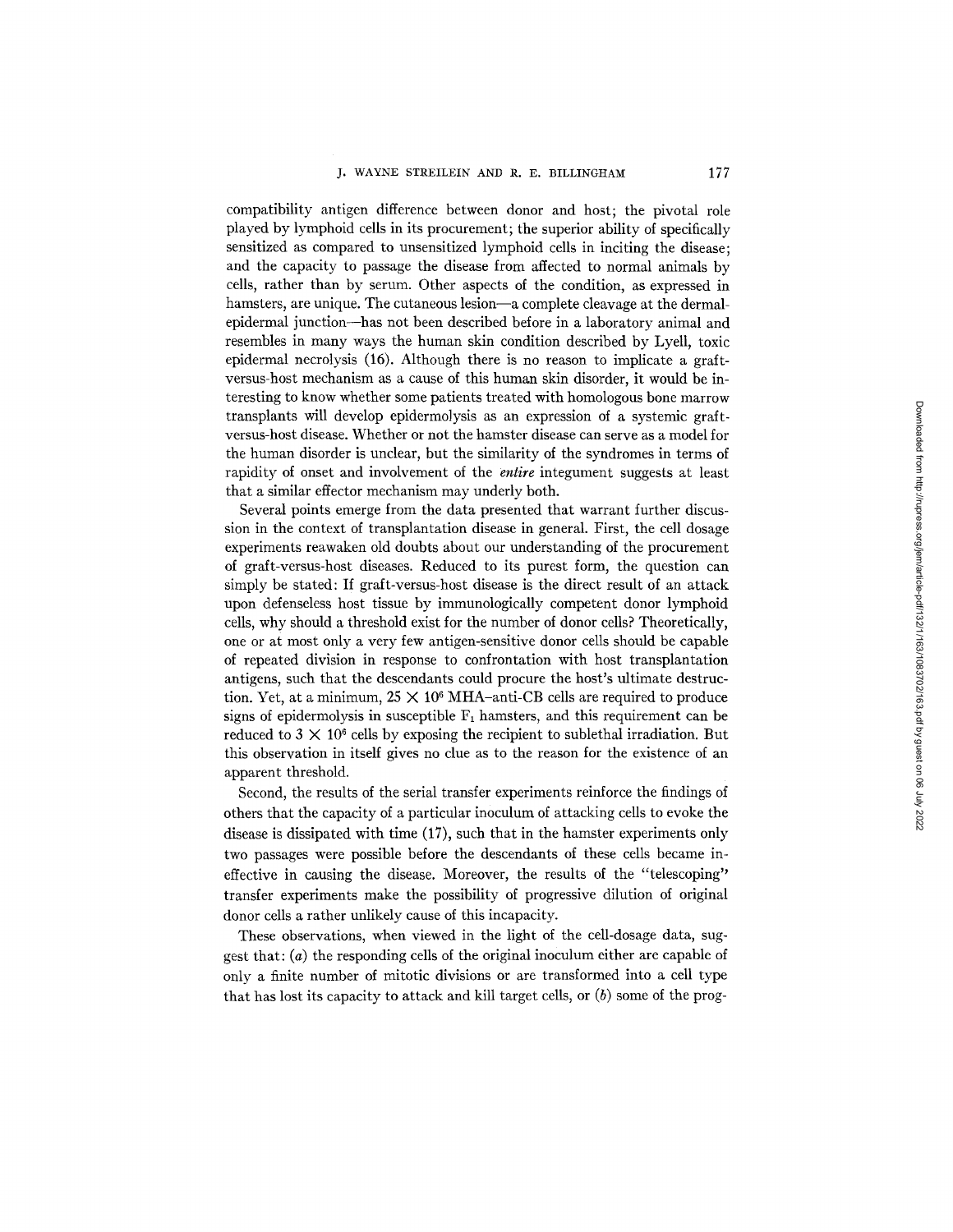compatibility antigen difference between donor and host; the pivotal role played by lymphoid cells in its procurement; the superior ability of specifically sensitized as compared to unsensitized lymphoid cells in inciting the disease; and the capacity to passage the disease from affected to normal animals by cells, rather than by serum. Other aspects of the condition, as expressed in hamsters, are unique. The cutaneous lesion—a complete cleavage at the dermal-epidermal junction—has not been described before in a laboratory animal and resembles in many ways the human skin condition described by Lyell, toxic epidermal necrolysis (16). Although there is no reason to implicate a graft-versus-host mechanism as a cause of this human skin disorder, it would be interesting to know whether some patients treated with homologous bone marrow transplants will develop epidermolysis as an expression of a systemic graft-versus-host disease. Whether or not the hamster disease can serve as a model for the human disorder is unclear, but the similarity of the syndromes in terms of rapidity of onset and involvement of the *entire* integument suggests at least that a similar effector mechanism may underly both.

Several points emerge from the data presented that warrant further discussion in the context of transplantation disease in general. First, the cell dosage experiments reawaken old doubts about our understanding of the procurement of graft-versus-host diseases. Reduced to its purest form, the question can simply be stated: If graft-versus-host disease is the direct result of an attack upon defenseless host tissue by immunologically competent donor lymphoid cells, why should a threshold exist for the number of donor cells? Theoretically, one or at most only a very few antigen-sensitive donor cells should be capable of repeated division in response to confrontation with host transplantation antigens, such that the descendants could procure the host's ultimate destruction. Yet, at a minimum, $25 \times 10^6$ MHA–anti-CB cells are required to produce signs of epidermolysis in susceptible $F_1$ hamsters, and this requirement can be reduced to $3 \times 10^6$ cells by exposing the recipient to sublethal irradiation. But this observation in itself gives no clue as to the reason for the existence of an apparent threshold.

Second, the results of the serial transfer experiments reinforce the findings of others that the capacity of a particular inoculum of attacking cells to evoke the disease is dissipated with time (17), such that in the hamster experiments only two passages were possible before the descendants of these cells became ineffective in causing the disease. Moreover, the results of the "telescoping" transfer experiments make the possibility of progressive dilution of original donor cells a rather unlikely cause of this incapacity.

These observations, when viewed in the light of the cell-dosage data, suggest that: (*a*) the responding cells of the original inoculum either are capable of only a finite number of mitotic divisions or are transformed into a cell type that has lost its capacity to attack and kill target cells, or (*b*) some of the prog-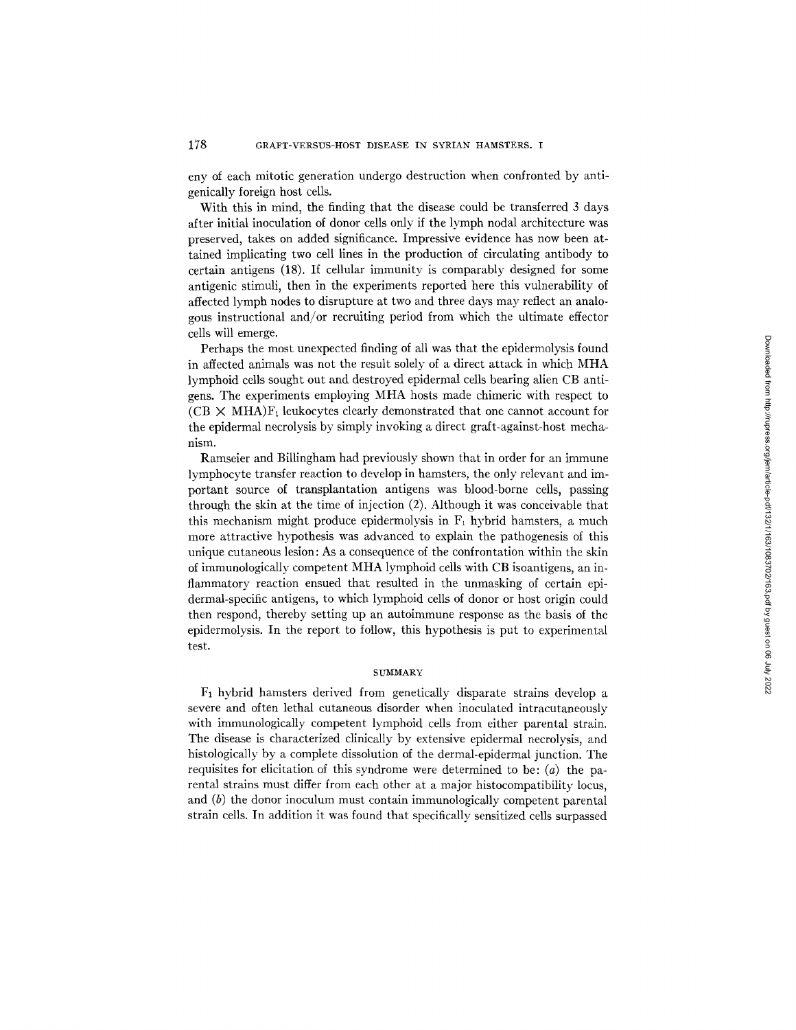eny of each mitotic generation undergo destruction when confronted by antigenically foreign host cells.

With this in mind, the finding that the disease could be transferred 3 days after initial inoculation of donor cells only if the lymph nodal architecture was preserved, takes on added significance. Impressive evidence has now been attained implicating two cell lines in the production of circulating antibody to certain antigens (18). If cellular immunity is comparably designed for some antigenic stimuli, then in the experiments reported here this vulnerability of affected lymph nodes to disrupture at two and three days may reflect an analogous instructional and/or recruiting period from which the ultimate effector cells will emerge.

Perhaps the most unexpected finding of all was that the epidermolysis found in affected animals was not the result solely of a direct attack in which MHA lymphoid cells sought out and destroyed epidermal cells bearing alien CB antigens. The experiments employing MHA hosts made chimeric with respect to (CB × MHA)$F_1$ leukocytes clearly demonstrated that one cannot account for the epidermal necrolysis by simply invoking a direct graft-against-host mechanism.

Ramseier and Billingham had previously shown that in order for an immune lymphocyte transfer reaction to develop in hamsters, the only relevant and important source of transplantation antigens was blood-borne cells, passing through the skin at the time of injection (2). Although it was conceivable that this mechanism might produce epidermolysis in $F_1$ hybrid hamsters, a much more attractive hypothesis was advanced to explain the pathogenesis of this unique cutaneous lesion: As a consequence of the confrontation within the skin of immunologically competent MHA lymphoid cells with CB isoantigens, an inflammatory reaction ensued that resulted in the unmasking of certain epidermal-specific antigens, to which lymphoid cells of donor or host origin could then respond, thereby setting up an autoimmune response as the basis of the epidermolysis. In the report to follow, this hypothesis is put to experimental test.

## SUMMARY

$F_1$ hybrid hamsters derived from genetically disparate strains develop a severe and often lethal cutaneous disorder when inoculated intracutaneously with immunologically competent lymphoid cells from either parental strain. The disease is characterized clinically by extensive epidermal necrolysis, and histologically by a complete dissolution of the dermal-epidermal junction. The requisites for elicitation of this syndrome were determined to be: (*a*) the parental strains must differ from each other at a major histocompatibility locus, and (*b*) the donor inoculum must contain immunologically competent parental strain cells. In addition it was found that specifically sensitized cells surpassed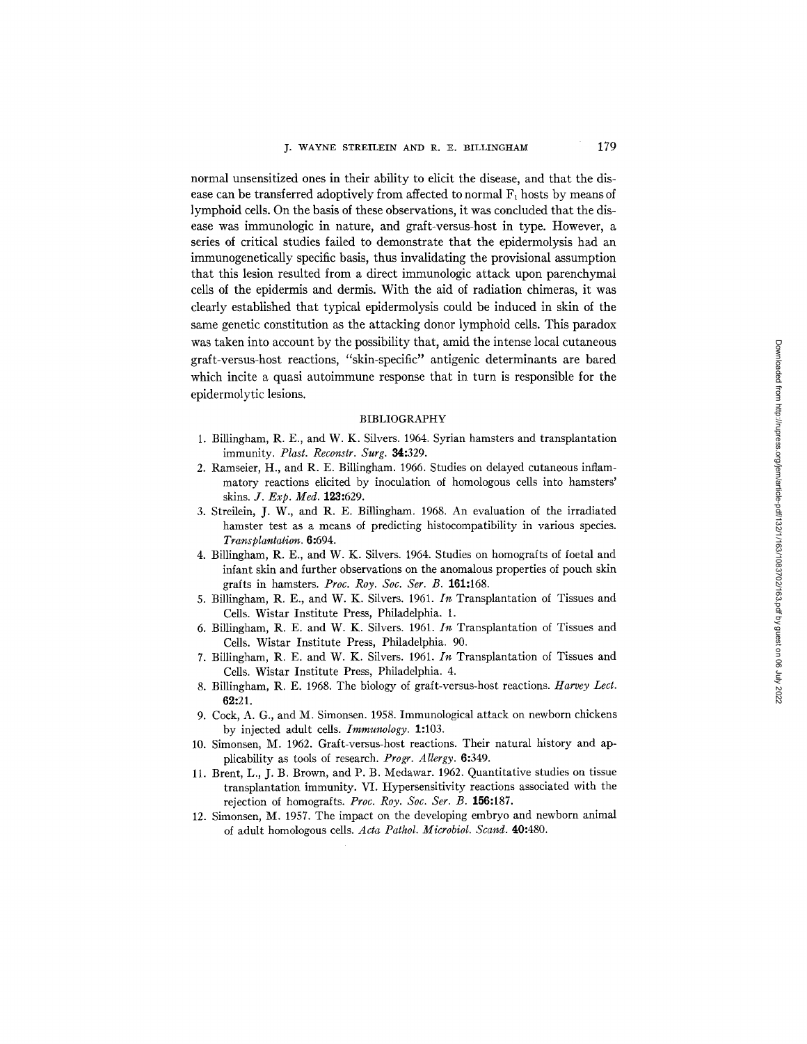normal unsensitized ones in their ability to elicit the disease, and that the disease can be transferred adoptively from affected to normal $F_1$ hosts by means of lymphoid cells. On the basis of these observations, it was concluded that the disease was immunologic in nature, and graft-versus-host in type. However, a series of critical studies failed to demonstrate that the epidermolysis had an immunogenetically specific basis, thus invalidating the provisional assumption that this lesion resulted from a direct immunologic attack upon parenchymal cells of the epidermis and dermis. With the aid of radiation chimeras, it was clearly established that typical epidermolysis could be induced in skin of the same genetic constitution as the attacking donor lymphoid cells. This paradox was taken into account by the possibility that, amid the intense local cutaneous graft-versus-host reactions, "skin-specific" antigenic determinants are bared which incite a quasi autoimmune response that in turn is responsible for the epidermolytic lesions.

## BIBLIOGRAPHY

1. Billingham, R. E., and W. K. Silvers. 1964. Syrian hamsters and transplantation immunity. *Plast. Reconstr. Surg.* **34:**329.
2. Ramseier, H., and R. E. Billingham. 1966. Studies on delayed cutaneous inflammatory reactions elicited by inoculation of homologous cells into hamsters' skins. *J. Exp. Med.* **123:**629.
3. Streilein, J. W., and R. E. Billingham. 1968. An evaluation of the irradiated hamster test as a means of predicting histocompatibility in various species. *Transplantation.* **6:**694.
4. Billingham, R. E., and W. K. Silvers. 1964. Studies on homografts of foetal and infant skin and further observations on the anomalous properties of pouch skin grafts in hamsters. *Proc. Roy. Soc. Ser. B.* **161:**168.
5. Billingham, R. E., and W. K. Silvers. 1961. *In* Transplantation of Tissues and Cells. Wistar Institute Press, Philadelphia. 1.
6. Billingham, R. E. and W. K. Silvers. 1961. *In* Transplantation of Tissues and Cells. Wistar Institute Press, Philadelphia. 90.
7. Billingham, R. E. and W. K. Silvers. 1961. *In* Transplantation of Tissues and Cells. Wistar Institute Press, Philadelphia. 4.
8. Billingham, R. E. 1968. The biology of graft-versus-host reactions. *Harvey Lect.* **62:**21.
9. Cock, A. G., and M. Simonsen. 1958. Immunological attack on newborn chickens by injected adult cells. *Immunology.* **1:**103.
10. Simonsen, M. 1962. Graft-versus-host reactions. Their natural history and applicability as tools of research. *Progr. Allergy.* **6:**349.
11. Brent, L., J. B. Brown, and P. B. Medawar. 1962. Quantitative studies on tissue transplantation immunity. VI. Hypersensitivity reactions associated with the rejection of homografts. *Proc. Roy. Soc. Ser. B.* **156:**187.
12. Simonsen, M. 1957. The impact on the developing embryo and newborn animal of adult homologous cells. *Acta Pathol. Microbiol. Scand.* **40:**480.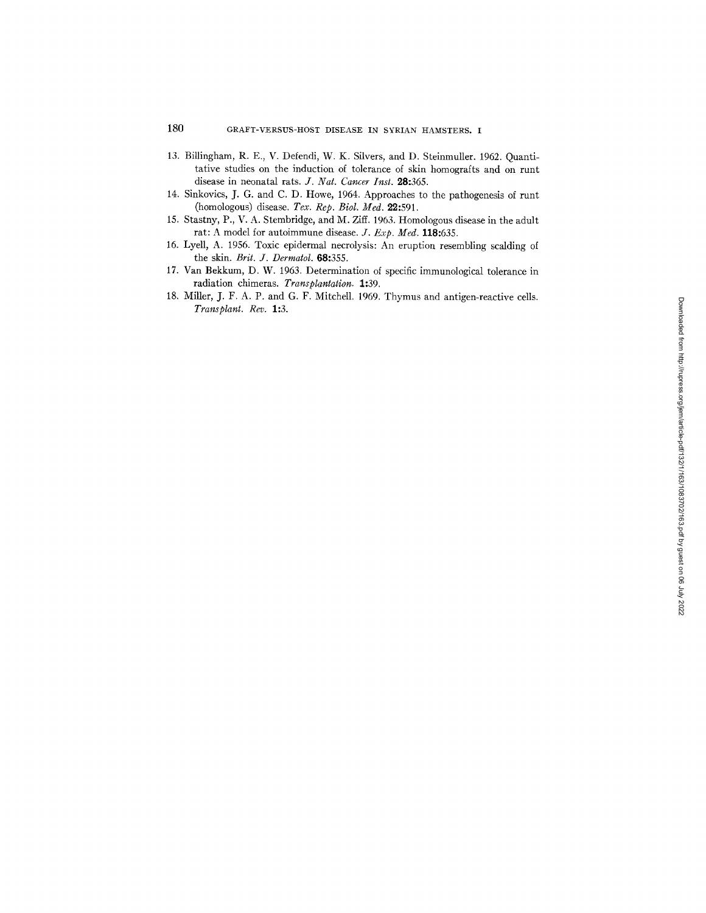13. Billingham, R. E., V. Defendi, W. K. Silvers, and D. Steinmuller. 1962. Quantitative studies on the induction of tolerance of skin homografts and on runt disease in neonatal rats. *J. Nat. Cancer Inst.* **28:**365.
14. Sinkovics, J. G. and C. D. Howe, 1964. Approaches to the pathogenesis of runt (homologous) disease. *Tex. Rep. Biol. Med.* **22:**591.
15. Stastny, P., V. A. Stembridge, and M. Ziff. 1963. Homologous disease in the adult rat: A model for autoimmune disease. *J. Exp. Med.* **118:**635.
16. Lyell, A. 1956. Toxic epidermal necrolysis: An eruption resembling scalding of the skin. *Brit. J. Dermatol.* **68:**355.
17. Van Bekkum, D. W. 1963. Determination of specific immunological tolerance in radiation chimeras. *Transplantation.* **1:**39.
18. Miller, J. F. A. P. and G. F. Mitchell. 1969. Thymus and antigen-reactive cells. *Transplant. Rev.* **1:**3.